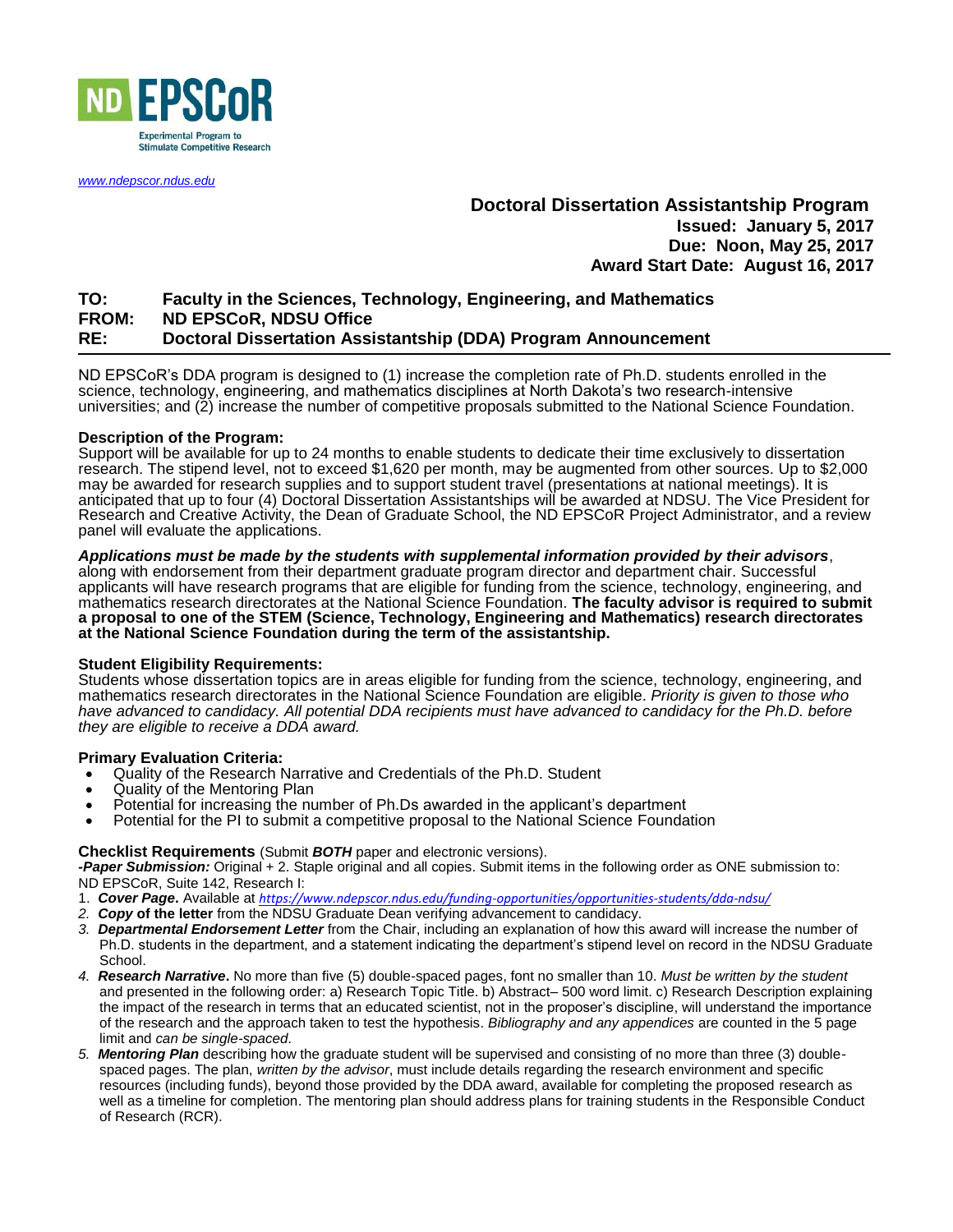ND EPSCoR

Experimental Program to Stimulate Competitive Research

*www.ndepscor.ndus.edu*

**Doctoral Dissertation Assistantship Program**
**Issued: January 5, 2017**
**Due: Noon, May 25, 2017**
**Award Start Date: August 16, 2017**

**TO:** **Faculty in the Sciences, Technology, Engineering, and Mathematics**
**FROM:** **ND EPSCoR, NDSU Office**
**RE:** **Doctoral Dissertation Assistantship (DDA) Program Announcement**

---

ND EPSCoR's DDA program is designed to (1) increase the completion rate of Ph.D. students enrolled in the science, technology, engineering, and mathematics disciplines at North Dakota's two research-intensive universities; and (2) increase the number of competitive proposals submitted to the National Science Foundation.

**Description of the Program:**
Support will be available for up to 24 months to enable students to dedicate their time exclusively to dissertation research. The stipend level, not to exceed $1,620 per month, may be augmented from other sources. Up to $2,000 may be awarded for research supplies and to support student travel (presentations at national meetings). It is anticipated that up to four (4) Doctoral Dissertation Assistantships will be awarded at NDSU. The Vice President for Research and Creative Activity, the Dean of Graduate School, the ND EPSCoR Project Administrator, and a review panel will evaluate the applications.

***Applications must be made by the students with supplemental information provided by their advisors***, along with endorsement from their department graduate program director and department chair. Successful applicants will have research programs that are eligible for funding from the science, technology, engineering, and mathematics research directorates at the National Science Foundation. **The faculty advisor is required to submit a proposal to one of the STEM (Science, Technology, Engineering and Mathematics) research directorates at the National Science Foundation during the term of the assistantship.**

**Student Eligibility Requirements:**
Students whose dissertation topics are in areas eligible for funding from the science, technology, engineering, and mathematics research directorates in the National Science Foundation are eligible. *Priority is given to those who have advanced to candidacy. All potential DDA recipients must have advanced to candidacy for the Ph.D. before they are eligible to receive a DDA award.*

**Primary Evaluation Criteria:**

- Quality of the Research Narrative and Credentials of the Ph.D. Student
- Quality of the Mentoring Plan
- Potential for increasing the number of Ph.Ds awarded in the applicant's department
- Potential for the PI to submit a competitive proposal to the National Science Foundation

**Checklist Requirements** (Submit ***BOTH*** paper and electronic versions).
***-Paper Submission:*** Original + 2. Staple original and all copies. Submit items in the following order as ONE submission to: ND EPSCoR, Suite 142, Research I:

1. ***Cover Page*.** Available at *https://www.ndepscor.ndus.edu/funding-opportunities/opportunities-students/dda-ndsu/*
2. ***Copy* of the letter** from the NDSU Graduate Dean verifying advancement to candidacy.
3. ***Departmental Endorsement Letter*** from the Chair, including an explanation of how this award will increase the number of Ph.D. students in the department, and a statement indicating the department's stipend level on record in the NDSU Graduate School.
4. ***Research Narrative*.** No more than five (5) double-spaced pages, font no smaller than 10. *Must be written by the student* and presented in the following order: a) Research Topic Title. b) Abstract– 500 word limit. c) Research Description explaining the impact of the research in terms that an educated scientist, not in the proposer's discipline, will understand the importance of the research and the approach taken to test the hypothesis. *Bibliography and any appendices* are counted in the 5 page limit and *can be single-spaced*.
5. ***Mentoring Plan*** describing how the graduate student will be supervised and consisting of no more than three (3) double-spaced pages. The plan, *written by the advisor*, must include details regarding the research environment and specific resources (including funds), beyond those provided by the DDA award, available for completing the proposed research as well as a timeline for completion. The mentoring plan should address plans for training students in the Responsible Conduct of Research (RCR).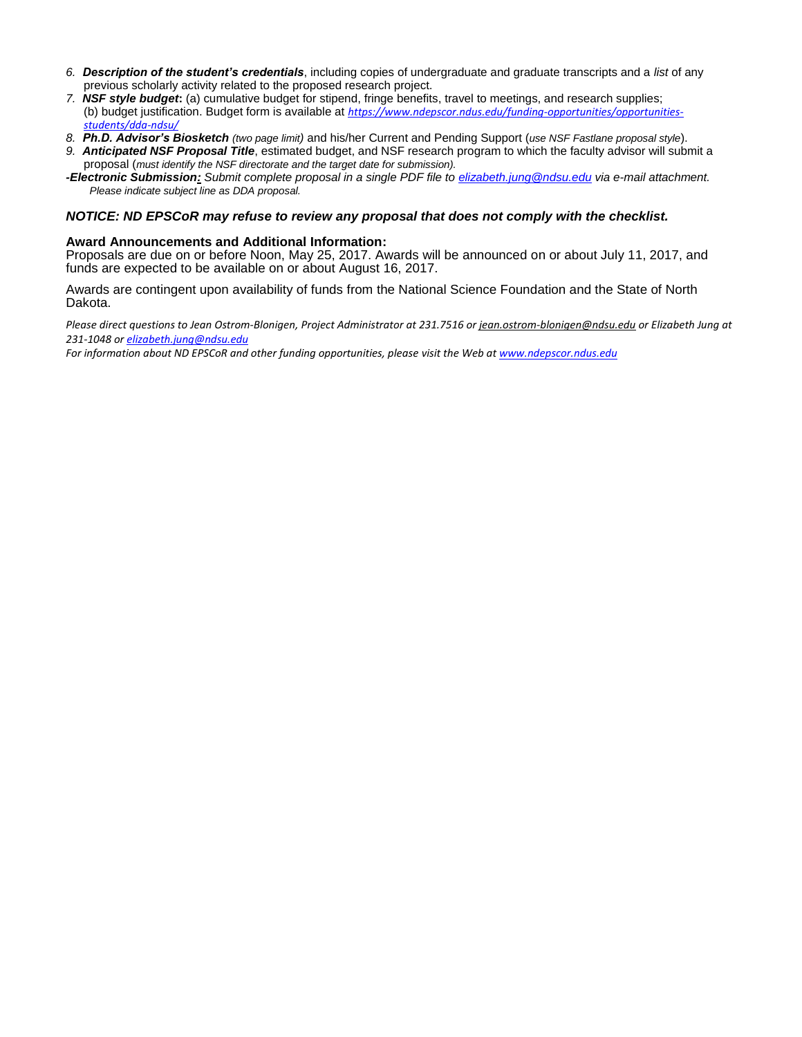6. ***Description of the student's credentials***, including copies of undergraduate and graduate transcripts and a *list* of any previous scholarly activity related to the proposed research project.
7. ***NSF style budget*:** (a) cumulative budget for stipend, fringe benefits, travel to meetings, and research supplies; (b) budget justification. Budget form is available at [*https://www.ndepscor.ndus.edu/funding-opportunities/opportunities-students/dda-ndsu/*](https://www.ndepscor.ndus.edu/funding-opportunities/opportunities-students/dda-ndsu/)
8. ***Ph.D. Advisor's Biosketch*** *(two page limit)* and his/her Current and Pending Support (*use NSF Fastlane proposal style*).
9. ***Anticipated NSF Proposal Title***, estimated budget, and NSF research program to which the faculty advisor will submit a proposal (*must identify the NSF directorate and the target date for submission).*

***-Electronic Submission:*** *Submit complete proposal in a single PDF file to [elizabeth.jung@ndsu.edu](mailto:elizabeth.jung@ndsu.edu) via e-mail attachment. Please indicate subject line as DDA proposal.*

***NOTICE: ND EPSCoR may refuse to review any proposal that does not comply with the checklist.***

**Award Announcements and Additional Information:**

Proposals are due on or before Noon, May 25, 2017. Awards will be announced on or about July 11, 2017, and funds are expected to be available on or about August 16, 2017.

Awards are contingent upon availability of funds from the National Science Foundation and the State of North Dakota.

*Please direct questions to Jean Ostrom-Blonigen, Project Administrator at 231.7516 or jean.ostrom-blonigen@ndsu.edu or Elizabeth Jung at 231-1048 or [elizabeth.jung@ndsu.edu](mailto:elizabeth.jung@ndsu.edu)*

*For information about ND EPSCoR and other funding opportunities, please visit the Web at [www.ndepscor.ndus.edu](http://www.ndepscor.ndus.edu)*